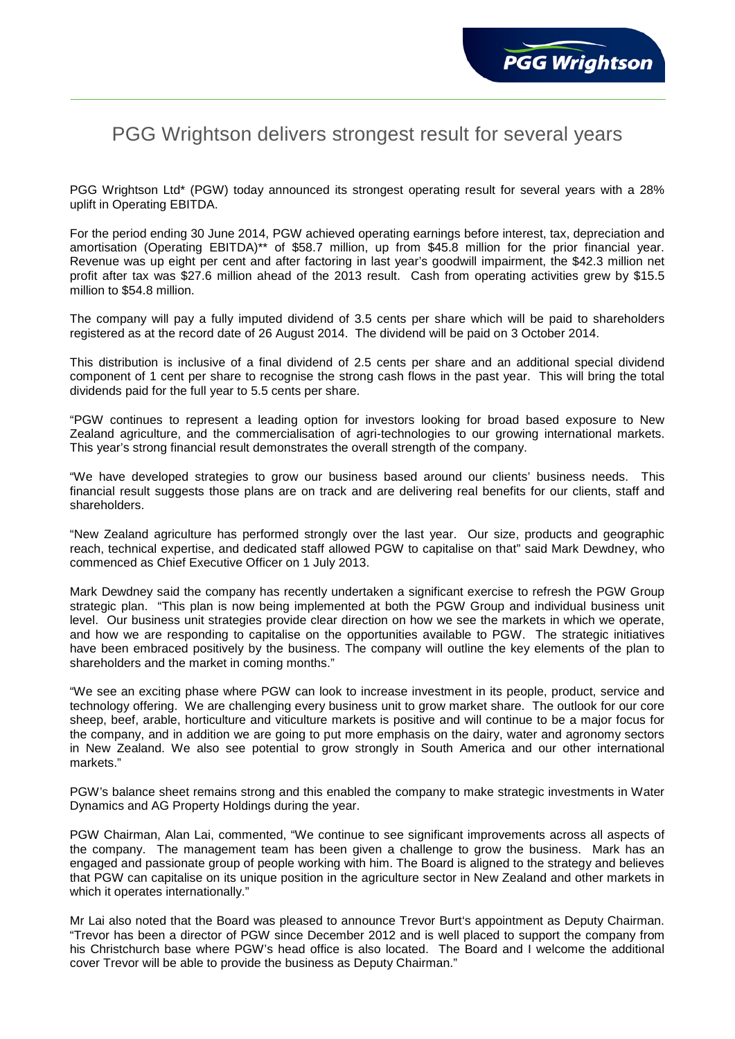# PGG Wrightson delivers strongest result for several years

PGG Wrightson Ltd* (PGW) today announced its strongest operating result for several years with a 28% uplift in Operating EBITDA.

For the period ending 30 June 2014, PGW achieved operating earnings before interest, tax, depreciation and amortisation (Operating EBITDA)** of $58.7 million, up from $45.8 million for the prior financial year. Revenue was up eight per cent and after factoring in last year's goodwill impairment, the $42.3 million net profit after tax was $27.6 million ahead of the 2013 result. Cash from operating activities grew by $15.5 million to $54.8 million.

The company will pay a fully imputed dividend of 3.5 cents per share which will be paid to shareholders registered as at the record date of 26 August 2014. The dividend will be paid on 3 October 2014.

This distribution is inclusive of a final dividend of 2.5 cents per share and an additional special dividend component of 1 cent per share to recognise the strong cash flows in the past year. This will bring the total dividends paid for the full year to 5.5 cents per share.

"PGW continues to represent a leading option for investors looking for broad based exposure to New Zealand agriculture, and the commercialisation of agri-technologies to our growing international markets. This year's strong financial result demonstrates the overall strength of the company.

"We have developed strategies to grow our business based around our clients' business needs. This financial result suggests those plans are on track and are delivering real benefits for our clients, staff and shareholders.

"New Zealand agriculture has performed strongly over the last year. Our size, products and geographic reach, technical expertise, and dedicated staff allowed PGW to capitalise on that" said Mark Dewdney, who commenced as Chief Executive Officer on 1 July 2013.

Mark Dewdney said the company has recently undertaken a significant exercise to refresh the PGW Group strategic plan. "This plan is now being implemented at both the PGW Group and individual business unit level. Our business unit strategies provide clear direction on how we see the markets in which we operate, and how we are responding to capitalise on the opportunities available to PGW. The strategic initiatives have been embraced positively by the business. The company will outline the key elements of the plan to shareholders and the market in coming months."

"We see an exciting phase where PGW can look to increase investment in its people, product, service and technology offering. We are challenging every business unit to grow market share. The outlook for our core sheep, beef, arable, horticulture and viticulture markets is positive and will continue to be a major focus for the company, and in addition we are going to put more emphasis on the dairy, water and agronomy sectors in New Zealand. We also see potential to grow strongly in South America and our other international markets."

PGW's balance sheet remains strong and this enabled the company to make strategic investments in Water Dynamics and AG Property Holdings during the year.

PGW Chairman, Alan Lai, commented, "We continue to see significant improvements across all aspects of the company. The management team has been given a challenge to grow the business. Mark has an engaged and passionate group of people working with him. The Board is aligned to the strategy and believes that PGW can capitalise on its unique position in the agriculture sector in New Zealand and other markets in which it operates internationally."

Mr Lai also noted that the Board was pleased to announce Trevor Burt's appointment as Deputy Chairman. "Trevor has been a director of PGW since December 2012 and is well placed to support the company from his Christchurch base where PGW's head office is also located. The Board and I welcome the additional cover Trevor will be able to provide the business as Deputy Chairman."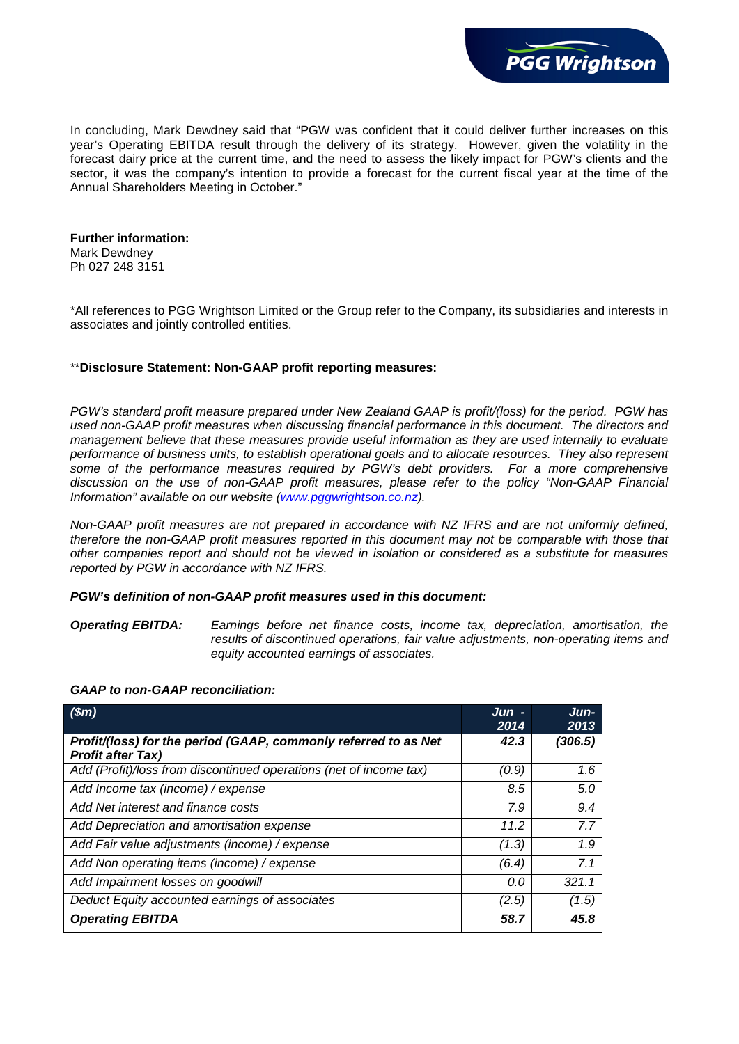In concluding, Mark Dewdney said that "PGW was confident that it could deliver further increases on this year's Operating EBITDA result through the delivery of its strategy. However, given the volatility in the forecast dairy price at the current time, and the need to assess the likely impact for PGW's clients and the sector, it was the company's intention to provide a forecast for the current fiscal year at the time of the Annual Shareholders Meeting in October."

**Further information:**
Mark Dewdney
Ph 027 248 3151

*All references to PGG Wrightson Limited or the Group refer to the Company, its subsidiaries and interests in associates and jointly controlled entities.

**Disclosure Statement: Non-GAAP profit reporting measures:**

*PGW's standard profit measure prepared under New Zealand GAAP is profit/(loss) for the period. PGW has used non-GAAP profit measures when discussing financial performance in this document. The directors and management believe that these measures provide useful information as they are used internally to evaluate performance of business units, to establish operational goals and to allocate resources. They also represent some of the performance measures required by PGW's debt providers. For a more comprehensive discussion on the use of non-GAAP profit measures, please refer to the policy "Non-GAAP Financial Information" available on our website (www.pggwrightson.co.nz).*

*Non-GAAP profit measures are not prepared in accordance with NZ IFRS and are not uniformly defined, therefore the non-GAAP profit measures reported in this document may not be comparable with those that other companies report and should not be viewed in isolation or considered as a substitute for measures reported by PGW in accordance with NZ IFRS.*

***PGW's definition of non-GAAP profit measures used in this document:***

***Operating EBITDA:*** *Earnings before net finance costs, income tax, depreciation, amortisation, the results of discontinued operations, fair value adjustments, non-operating items and equity accounted earnings of associates.*

***GAAP to non-GAAP reconciliation:***

| *($m)* | *Jun - 2014* | *Jun- 2013* |
|---|---|---|
| ***Profit/(loss) for the period (GAAP, commonly referred to as Net Profit after Tax)*** | ***42.3*** | ***(306.5)*** |
| *Add (Profit)/loss from discontinued operations (net of income tax)* | *(0.9)* | *1.6* |
| *Add Income tax (income) / expense* | *8.5* | *5.0* |
| *Add Net interest and finance costs* | *7.9* | *9.4* |
| *Add Depreciation and amortisation expense* | *11.2* | *7.7* |
| *Add Fair value adjustments (income) / expense* | *(1.3)* | *1.9* |
| *Add Non operating items (income) / expense* | *(6.4)* | *7.1* |
| *Add Impairment losses on goodwill* | *0.0* | *321.1* |
| *Deduct Equity accounted earnings of associates* | *(2.5)* | *(1.5)* |
| ***Operating EBITDA*** | ***58.7*** | ***45.8*** |